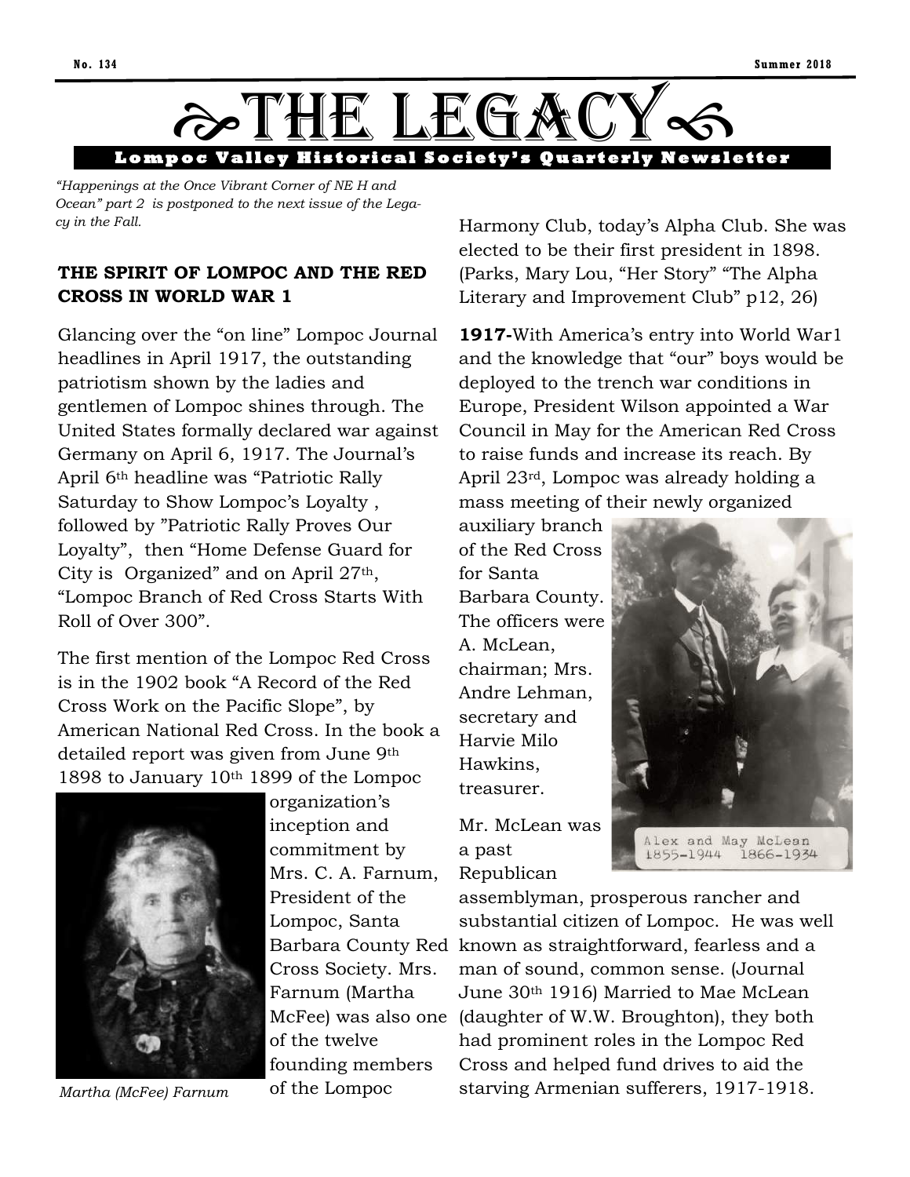# THE LEGACY

**Lompoc Valley Historical Society's Quarterly Newsletter**

*"Happenings at the Once Vibrant Corner of NE H and Ocean" part 2 is postponed to the next issue of the Legacy in the Fall.*

## THE SPIRIT OF LOMPOC AND THE RED CROSS IN WORLD WAR 1

Glancing over the "on line" Lompoc Journal headlines in April 1917, the outstanding patriotism shown by the ladies and gentlemen of Lompoc shines through. The United States formally declared war against Germany on April 6, 1917. The Journal's April 6th headline was "Patriotic Rally Saturday to Show Lompoc's Loyalty , followed by "Patriotic Rally Proves Our Loyalty", then "Home Defense Guard for City is Organized" and on April 27th, "Lompoc Branch of Red Cross Starts With Roll of Over 300".

The first mention of the Lompoc Red Cross is in the 1902 book "A Record of the Red Cross Work on the Pacific Slope", by American National Red Cross. In the book a detailed report was given from June 9th 1898 to January 10th 1899 of the Lompoc organization's inception and commitment by Mrs. C. A. Farnum, President of the Lompoc, Santa Barbara County Red Cross Society. Mrs. Farnum (Martha McFee) was also one of the twelve founding members of the Lompoc Harmony Club, today's Alpha Club. She was elected to be their first president in 1898. (Parks, Mary Lou, "Her Story" "The Alpha Literary and Improvement Club" p12, 26)

*Martha (McFee) Farnum*

**1917-**With America's entry into World War1 and the knowledge that "our" boys would be deployed to the trench war conditions in Europe, President Wilson appointed a War Council in May for the American Red Cross to raise funds and increase its reach. By April 23rd, Lompoc was already holding a mass meeting of their newly organized auxiliary branch of the Red Cross for Santa Barbara County. The officers were A. McLean, chairman; Mrs. Andre Lehman, secretary and Harvie Milo Hawkins, treasurer.

Alex and May McLean 1855-1944 1866-1934

Mr. McLean was a past Republican assemblyman, prosperous rancher and substantial citizen of Lompoc. He was well known as straightforward, fearless and a man of sound, common sense. (Journal June 30th 1916) Married to Mae McLean (daughter of W.W. Broughton), they both had prominent roles in the Lompoc Red Cross and helped fund drives to aid the starving Armenian sufferers, 1917-1918.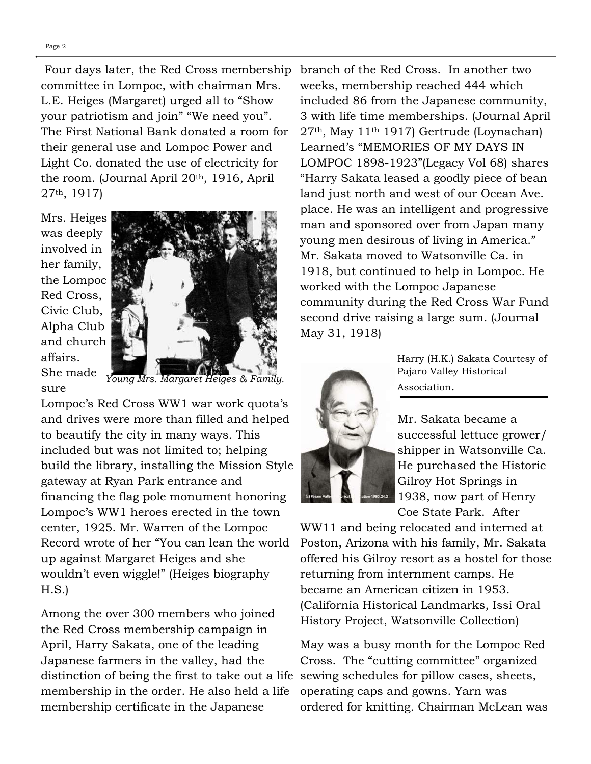Four days later, the Red Cross membership committee in Lompoc, with chairman Mrs. L.E. Heiges (Margaret) urged all to "Show your patriotism and join" "We need you". The First National Bank donated a room for their general use and Lompoc Power and Light Co. donated the use of electricity for the room. (Journal April 20th, 1916, April 27th, 1917)

Mrs. Heiges was deeply involved in her family, the Lompoc Red Cross, Civic Club, Alpha Club and church affairs. She made sure Lompoc's Red Cross WW1 war work quota's and drives were more than filled and helped to beautify the city in many ways. This included but was not limited to; helping build the library, installing the Mission Style gateway at Ryan Park entrance and financing the flag pole monument honoring Lompoc's WW1 heroes erected in the town center, 1925. Mr. Warren of the Lompoc Record wrote of her "You can lean the world up against Margaret Heiges and she wouldn't even wiggle!" (Heiges biography H.S.)

*Young Mrs. Margaret Heiges & Family.*

Among the over 300 members who joined the Red Cross membership campaign in April, Harry Sakata, one of the leading Japanese farmers in the valley, had the distinction of being the first to take out a life membership in the order. He also held a life membership certificate in the Japanese branch of the Red Cross. In another two weeks, membership reached 444 which included 86 from the Japanese community, 3 with life time memberships. (Journal April 27th, May 11th 1917) Gertrude (Loynachan) Learned's "MEMORIES OF MY DAYS IN LOMPOC 1898-1923"(Legacy Vol 68) shares "Harry Sakata leased a goodly piece of bean land just north and west of our Ocean Ave. place. He was an intelligent and progressive man and sponsored over from Japan many young men desirous of living in America." Mr. Sakata moved to Watsonville Ca. in 1918, but continued to help in Lompoc. He worked with the Lompoc Japanese community during the Red Cross War Fund second drive raising a large sum. (Journal May 31, 1918)

Harry (H.K.) Sakata Courtesy of Pajaro Valley Historical Association.

Mr. Sakata became a successful lettuce grower/ shipper in Watsonville Ca. He purchased the Historic Gilroy Hot Springs in 1938, now part of Henry Coe State Park. After WW11 and being relocated and interned at Poston, Arizona with his family, Mr. Sakata offered his Gilroy resort as a hostel for those returning from internment camps. He became an American citizen in 1953. (California Historical Landmarks, Issi Oral History Project, Watsonville Collection)

May was a busy month for the Lompoc Red Cross. The "cutting committee" organized sewing schedules for pillow cases, sheets, operating caps and gowns. Yarn was ordered for knitting. Chairman McLean was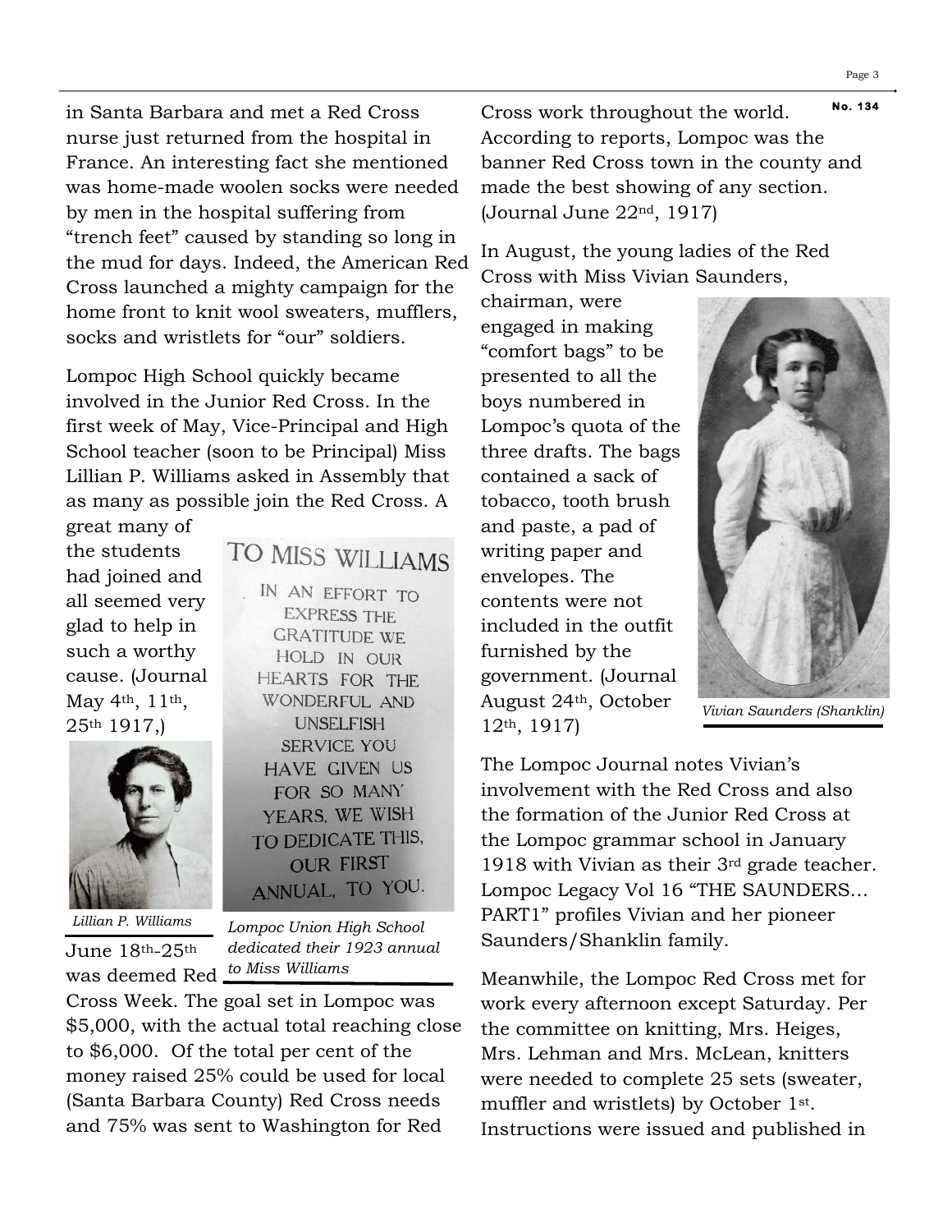in Santa Barbara and met a Red Cross nurse just returned from the hospital in France. An interesting fact she mentioned was home-made woolen socks were needed by men in the hospital suffering from "trench feet" caused by standing so long in the mud for days. Indeed, the American Red Cross launched a mighty campaign for the home front to knit wool sweaters, mufflers, socks and wristlets for "our" soldiers.

Lompoc High School quickly became involved in the Junior Red Cross. In the first week of May, Vice-Principal and High School teacher (soon to be Principal) Miss Lillian P. Williams asked in Assembly that as many as possible join the Red Cross. A great many of the students had joined and all seemed very glad to help in such a worthy cause. (Journal May 4th, 11th, 25th 1917,)

TO MISS WILLIAMS

IN AN EFFORT TO EXPRESS THE GRATITUDE WE HOLD IN OUR HEARTS FOR THE WONDERFUL AND UNSELFISH SERVICE YOU HAVE GIVEN US FOR SO MANY YEARS, WE WISH TO DEDICATE THIS, OUR FIRST ANNUAL, TO YOU.

*Lompoc Union High School dedicated their 1923 annual to Miss Williams*

*Lillian P. Williams*

June 18th-25th was deemed Red Cross Week. The goal set in Lompoc was $5,000, with the actual total reaching close to $6,000. Of the total per cent of the money raised 25% could be used for local (Santa Barbara County) Red Cross needs and 75% was sent to Washington for Red Cross work throughout the world. According to reports, Lompoc was the banner Red Cross town in the county and made the best showing of any section. (Journal June 22nd, 1917)

In August, the young ladies of the Red Cross with Miss Vivian Saunders, chairman, were engaged in making "comfort bags" to be presented to all the boys numbered in Lompoc's quota of the three drafts. The bags contained a sack of tobacco, tooth brush and paste, a pad of writing paper and envelopes. The contents were not included in the outfit furnished by the government. (Journal August 24th, October 12th, 1917)

*Vivian Saunders (Shanklin)*

The Lompoc Journal notes Vivian's involvement with the Red Cross and also the formation of the Junior Red Cross at the Lompoc grammar school in January 1918 with Vivian as their 3rd grade teacher. Lompoc Legacy Vol 16 "THE SAUNDERS… PART1" profiles Vivian and her pioneer Saunders/Shanklin family.

Meanwhile, the Lompoc Red Cross met for work every afternoon except Saturday. Per the committee on knitting, Mrs. Heiges, Mrs. Lehman and Mrs. McLean, knitters were needed to complete 25 sets (sweater, muffler and wristlets) by October 1st. Instructions were issued and published in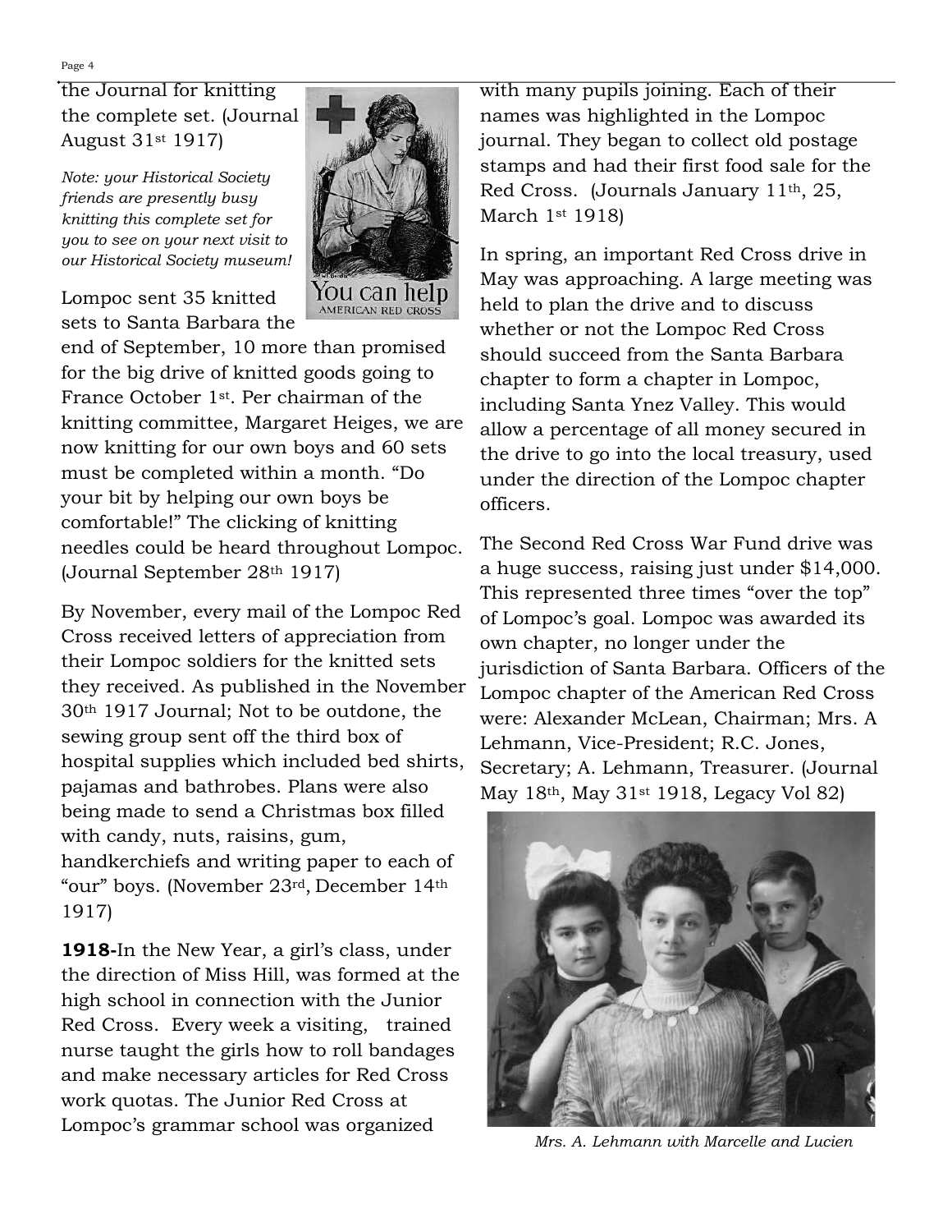the Journal for knitting the complete set. (Journal August 31st 1917)

*Note: your Historical Society friends are presently busy knitting this complete set for you to see on your next visit to our Historical Society museum!*

Lompoc sent 35 knitted sets to Santa Barbara the end of September, 10 more than promised for the big drive of knitted goods going to France October 1st. Per chairman of the knitting committee, Margaret Heiges, we are now knitting for our own boys and 60 sets must be completed within a month. "Do your bit by helping our own boys be comfortable!" The clicking of knitting needles could be heard throughout Lompoc. (Journal September 28th 1917)

By November, every mail of the Lompoc Red Cross received letters of appreciation from their Lompoc soldiers for the knitted sets they received. As published in the November 30th 1917 Journal; Not to be outdone, the sewing group sent off the third box of hospital supplies which included bed shirts, pajamas and bathrobes. Plans were also being made to send a Christmas box filled with candy, nuts, raisins, gum, handkerchiefs and writing paper to each of "our" boys. (November 23rd, December 14th 1917)

**1918-**In the New Year, a girl's class, under the direction of Miss Hill, was formed at the high school in connection with the Junior Red Cross. Every week a visiting, trained nurse taught the girls how to roll bandages and make necessary articles for Red Cross work quotas. The Junior Red Cross at Lompoc's grammar school was organized with many pupils joining. Each of their names was highlighted in the Lompoc journal. They began to collect old postage stamps and had their first food sale for the Red Cross. (Journals January 11th, 25, March 1st 1918)

In spring, an important Red Cross drive in May was approaching. A large meeting was held to plan the drive and to discuss whether or not the Lompoc Red Cross should succeed from the Santa Barbara chapter to form a chapter in Lompoc, including Santa Ynez Valley. This would allow a percentage of all money secured in the drive to go into the local treasury, used under the direction of the Lompoc chapter officers.

The Second Red Cross War Fund drive was a huge success, raising just under $14,000. This represented three times "over the top" of Lompoc's goal. Lompoc was awarded its own chapter, no longer under the jurisdiction of Santa Barbara. Officers of the Lompoc chapter of the American Red Cross were: Alexander McLean, Chairman; Mrs. A Lehmann, Vice-President; R.C. Jones, Secretary; A. Lehmann, Treasurer. (Journal May 18th, May 31st 1918, Legacy Vol 82)

*Mrs. A. Lehmann with Marcelle and Lucien*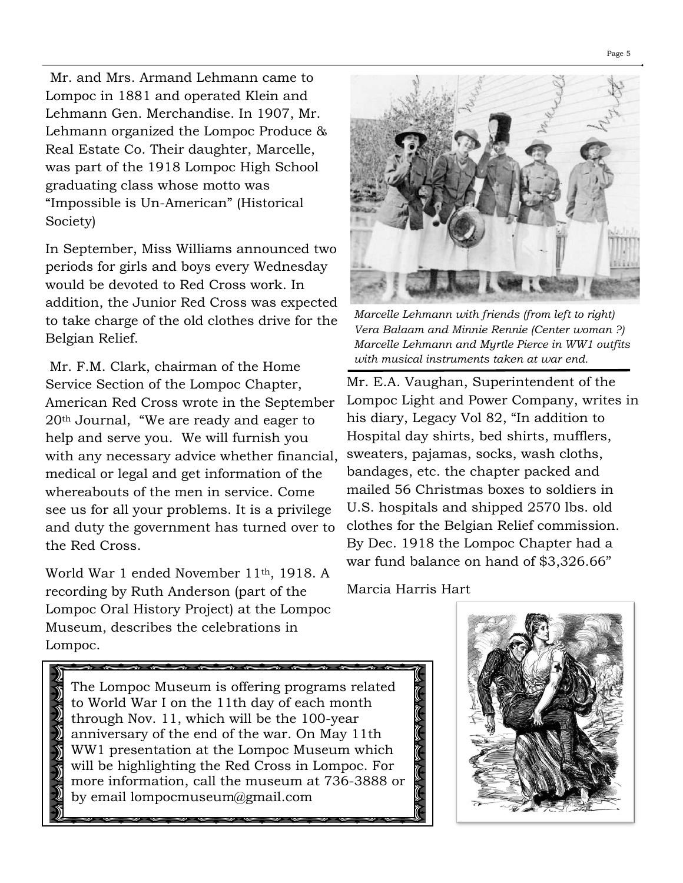Mr. and Mrs. Armand Lehmann came to Lompoc in 1881 and operated Klein and Lehmann Gen. Merchandise. In 1907, Mr. Lehmann organized the Lompoc Produce & Real Estate Co. Their daughter, Marcelle, was part of the 1918 Lompoc High School graduating class whose motto was "Impossible is Un-American" (Historical Society)

In September, Miss Williams announced two periods for girls and boys every Wednesday would be devoted to Red Cross work. In addition, the Junior Red Cross was expected to take charge of the old clothes drive for the Belgian Relief.

Mr. F.M. Clark, chairman of the Home Service Section of the Lompoc Chapter, American Red Cross wrote in the September 20th Journal, "We are ready and eager to help and serve you. We will furnish you with any necessary advice whether financial, medical or legal and get information of the whereabouts of the men in service. Come see us for all your problems. It is a privilege and duty the government has turned over to the Red Cross.

World War 1 ended November 11th, 1918. A recording by Ruth Anderson (part of the Lompoc Oral History Project) at the Lompoc Museum, describes the celebrations in Lompoc.

*Marcelle Lehmann with friends (from left to right) Vera Balaam and Minnie Rennie (Center woman ?) Marcelle Lehmann and Myrtle Pierce in WW1 outfits with musical instruments taken at war end.*

Mr. E.A. Vaughan, Superintendent of the Lompoc Light and Power Company, writes in his diary, Legacy Vol 82, "In addition to Hospital day shirts, bed shirts, mufflers, sweaters, pajamas, socks, wash cloths, bandages, etc. the chapter packed and mailed 56 Christmas boxes to soldiers in U.S. hospitals and shipped 2570 lbs. old clothes for the Belgian Relief commission. By Dec. 1918 the Lompoc Chapter had a war fund balance on hand of $3,326.66"

Marcia Harris Hart

> The Lompoc Museum is offering programs related to World War I on the 11th day of each month through Nov. 11, which will be the 100-year anniversary of the end of the war. On May 11th WW1 presentation at the Lompoc Museum which will be highlighting the Red Cross in Lompoc. For more information, call the museum at 736-3888 or by email lompocmuseum@gmail.com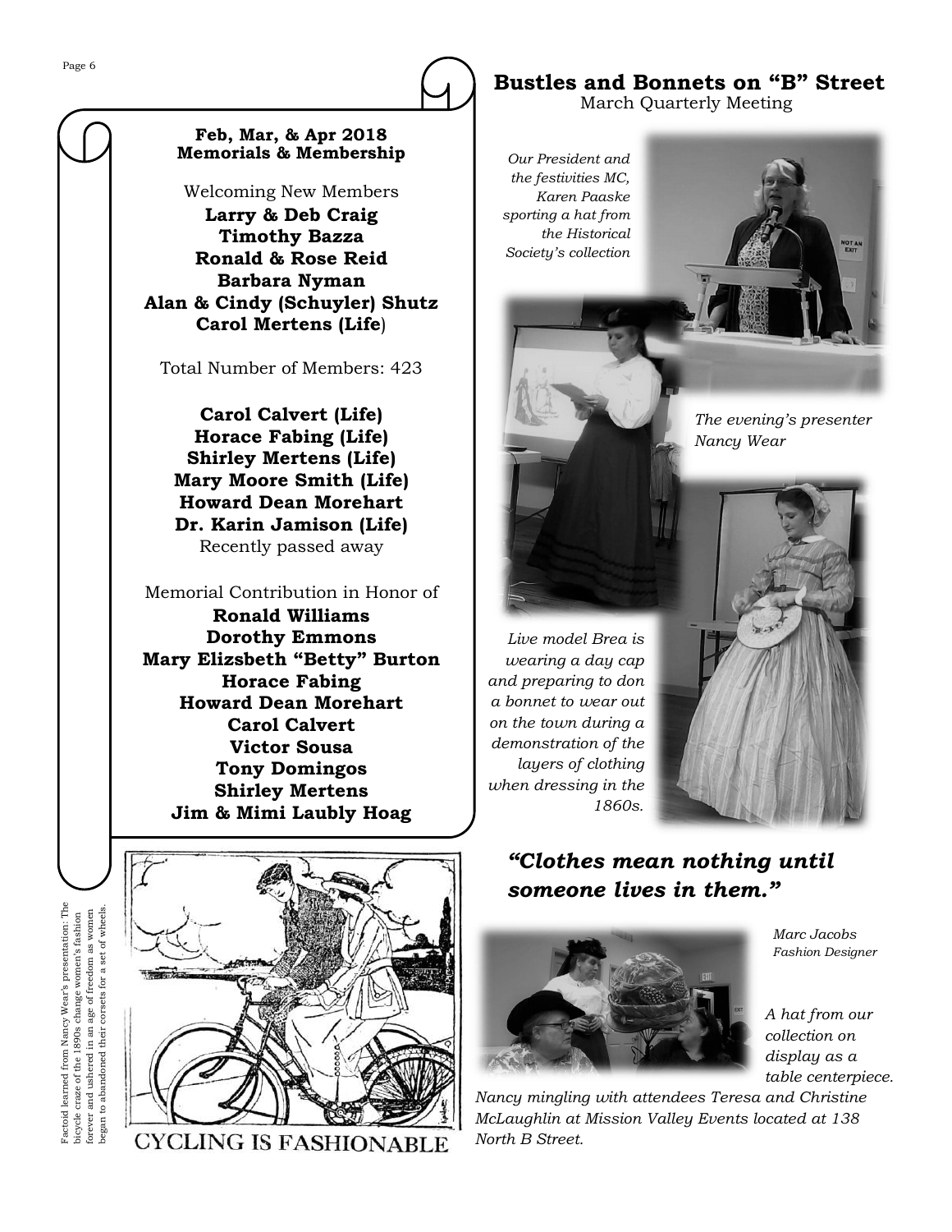## Feb, Mar, & Apr 2018 Memorials & Membership

Welcoming New Members

**Larry & Deb Craig**
**Timothy Bazza**
**Ronald & Rose Reid**
**Barbara Nyman**
**Alan & Cindy (Schuyler) Shutz**
**Carol Mertens (Life**)

Total Number of Members: 423

**Carol Calvert (Life)**
**Horace Fabing (Life)**
**Shirley Mertens (Life)**
**Mary Moore Smith (Life)**
**Howard Dean Morehart**
**Dr. Karin Jamison (Life)**
Recently passed away

Memorial Contribution in Honor of

**Ronald Williams**
**Dorothy Emmons**
**Mary Elizsbeth "Betty" Burton**
**Horace Fabing**
**Howard Dean Morehart**
**Carol Calvert**
**Victor Sousa**
**Tony Domingos**
**Shirley Mertens**
**Jim & Mimi Laubly Hoag**

Factoid learned from Nancy Wear's presentation: The bicycle craze of the 1890s change women's fashion forever and ushered in an age of freedom as women began to abandoned their corsets for a set of wheels.

CYCLING IS FASHIONABLE

# Bustles and Bonnets on "B" Street

March Quarterly Meeting

*Our President and the festivities MC, Karen Paaske sporting a hat from the Historical Society's collection*

*The evening's presenter Nancy Wear*

*Live model Brea is wearing a day cap and preparing to don a bonnet to wear out on the town during a demonstration of the layers of clothing when dressing in the 1860s.*

***"Clothes mean nothing until someone lives in them."***

*Marc Jacobs Fashion Designer*

*A hat from our collection on display as a table centerpiece.*

*Nancy mingling with attendees Teresa and Christine McLaughlin at Mission Valley Events located at 138 North B Street.*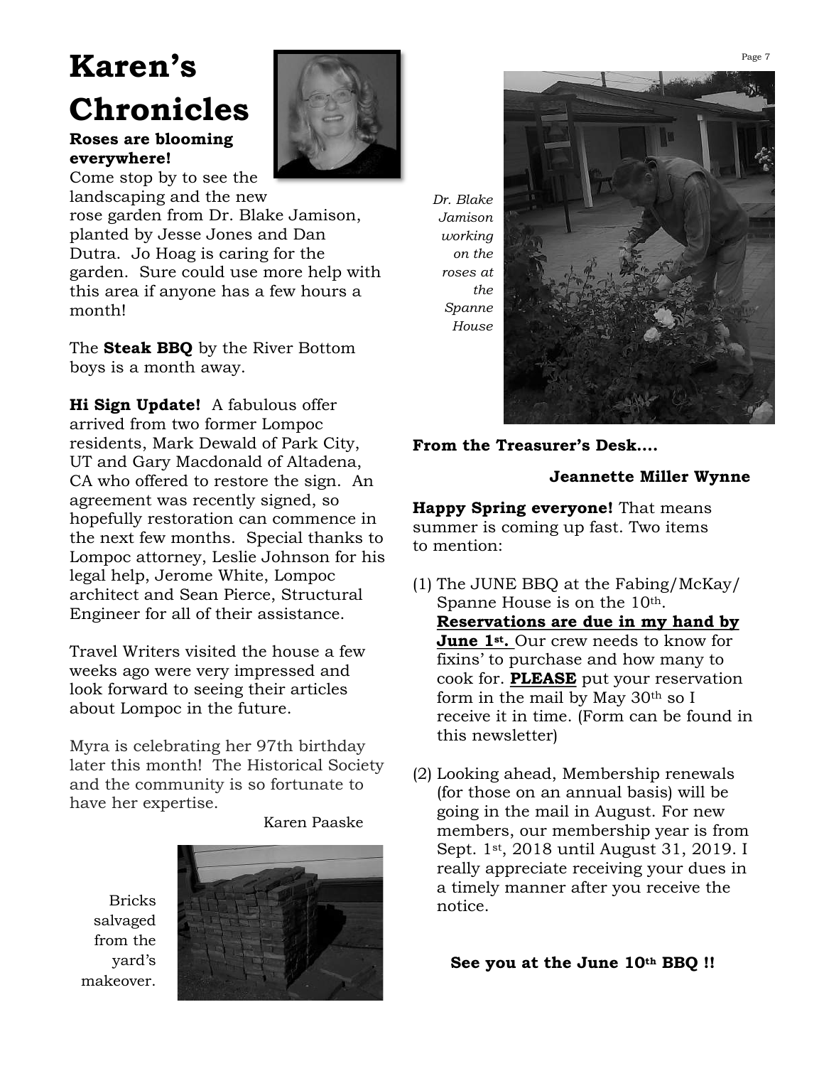# Karen's Chronicles

**Roses are blooming everywhere!**

Come stop by to see the landscaping and the new rose garden from Dr. Blake Jamison, planted by Jesse Jones and Dan Dutra. Jo Hoag is caring for the garden. Sure could use more help with this area if anyone has a few hours a month!

The **Steak BBQ** by the River Bottom boys is a month away.

**Hi Sign Update!** A fabulous offer arrived from two former Lompoc residents, Mark Dewald of Park City, UT and Gary Macdonald of Altadena, CA who offered to restore the sign. An agreement was recently signed, so hopefully restoration can commence in the next few months. Special thanks to Lompoc attorney, Leslie Johnson for his legal help, Jerome White, Lompoc architect and Sean Pierce, Structural Engineer for all of their assistance.

Travel Writers visited the house a few weeks ago were very impressed and look forward to seeing their articles about Lompoc in the future.

Myra is celebrating her 97th birthday later this month! The Historical Society and the community is so fortunate to have her expertise.

Karen Paaske

Bricks salvaged from the yard's makeover.

*Dr. Blake Jamison working on the roses at the Spanne House*

**From the Treasurer's Desk....**

**Jeannette Miller Wynne**

**Happy Spring everyone!** That means summer is coming up fast. Two items to mention:

(1) The JUNE BBQ at the Fabing/McKay/ Spanne House is on the 10th. **Reservations are due in my hand by June 1st.** Our crew needs to know for fixins' to purchase and how many to cook for. **PLEASE** put your reservation form in the mail by May 30th so I receive it in time. (Form can be found in this newsletter)

(2) Looking ahead, Membership renewals (for those on an annual basis) will be going in the mail in August. For new members, our membership year is from Sept. 1st, 2018 until August 31, 2019. I really appreciate receiving your dues in a timely manner after you receive the notice.

**See you at the June 10th BBQ !!**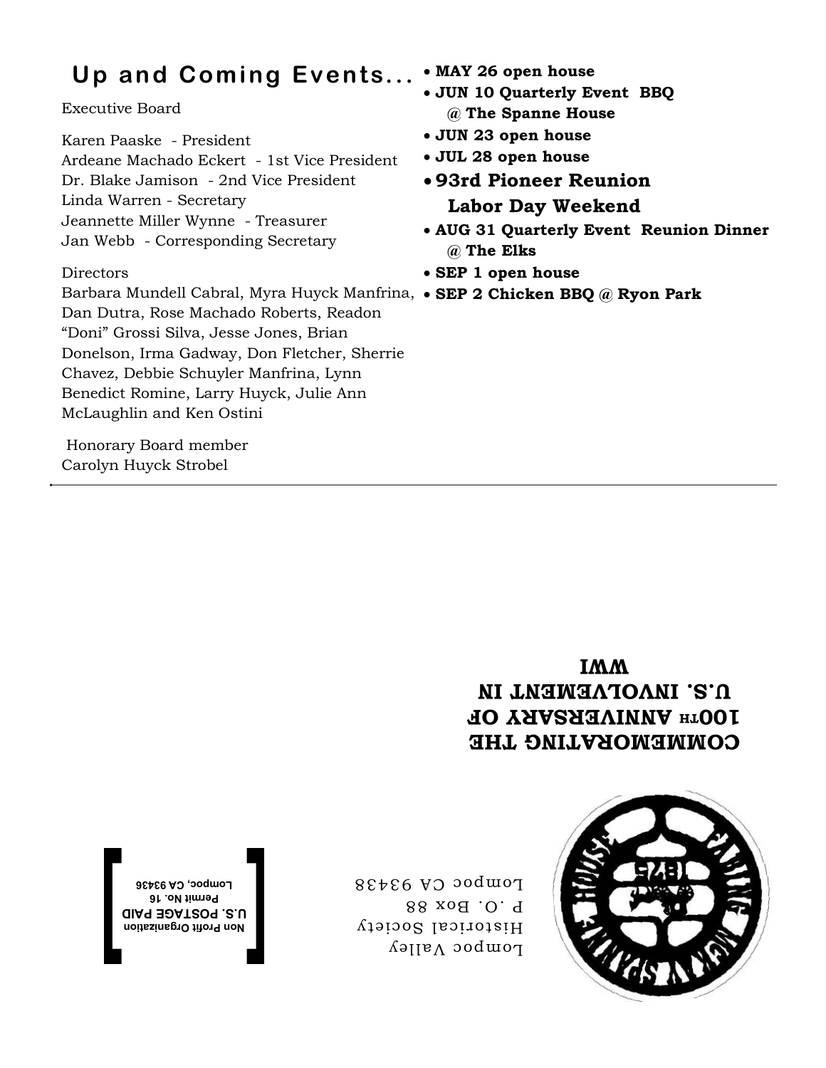## Up and Coming Events...

Executive Board

Karen Paaske - President
Ardeane Machado Eckert - 1st Vice President
Dr. Blake Jamison - 2nd Vice President
Linda Warren - Secretary
Jeannette Miller Wynne - Treasurer
Jan Webb - Corresponding Secretary

Directors
Barbara Mundell Cabral, Myra Huyck Manfrina, Dan Dutra, Rose Machado Roberts, Readon "Doni" Grossi Silva, Jesse Jones, Brian Donelson, Irma Gadway, Don Fletcher, Sherrie Chavez, Debbie Schuyler Manfrina, Lynn Benedict Romine, Larry Huyck, Julie Ann McLaughlin and Ken Ostini

Honorary Board member
Carolyn Huyck Strobel

- **MAY 26 open house**
- **JUN 10 Quarterly Event BBQ @ The Spanne House**
- **JUN 23 open house**
- **JUL 28 open house**
- **93rd Pioneer Reunion Labor Day Weekend**
- **AUG 31 Quarterly Event Reunion Dinner @ The Elks**
- **SEP 1 open house**
- **SEP 2 Chicken BBQ @ Ryon Park**

---

**COMMEMORATING THE 100TH ANNIVERSARY OF U.S. INVOLVEMENT IN WWI**

Lompoc Valley
Historical Society
P.O. Box 88
Lompoc CA 93438

Non Profit Organization
U.S. POSTAGE PAID
Permit No. 16
Lompoc, CA 93436